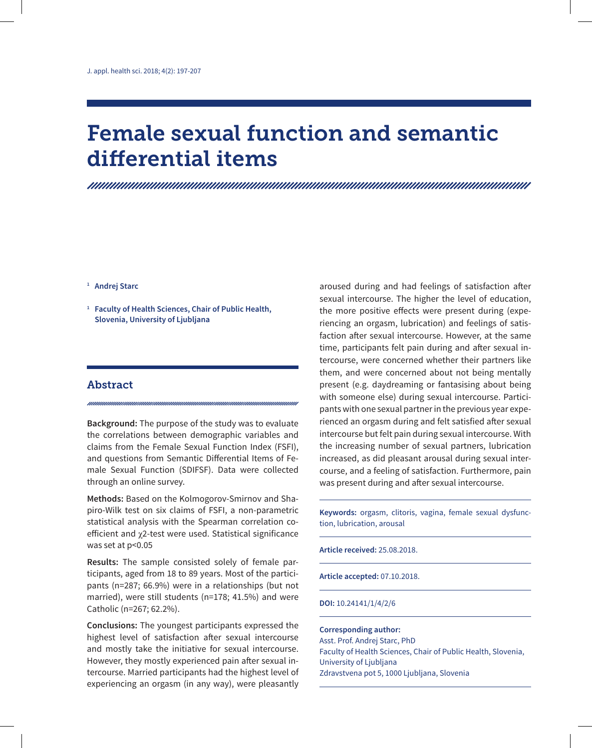# Female sexual function and semantic differential items

[1] **Andrej Starc**

[1] **Faculty of Health Sciences, Chair of Public Health, Slovenia, University of Ljubljana**

## Abstract

**Background:** The purpose of the study was to evaluate the correlations between demographic variables and claims from the Female Sexual Function Index (FSFI), and questions from Semantic Differential Items of Female Sexual Function (SDIFSF). Data were collected through an online survey.

**Methods:** Based on the Kolmogorov-Smirnov and Shapiro-Wilk test on six claims of FSFI, a non-parametric statistical analysis with the Spearman correlation coefficient and $\chi^2$-test were used. Statistical significance was set at $p<0.05$

**Results:** The sample consisted solely of female participants, aged from 18 to 89 years. Most of the participants (n=287; 66.9%) were in a relationships (but not married), were still students (n=178; 41.5%) and were Catholic (n=267; 62.2%).

**Conclusions:** The youngest participants expressed the highest level of satisfaction after sexual intercourse and mostly take the initiative for sexual intercourse. However, they mostly experienced pain after sexual intercourse. Married participants had the highest level of experiencing an orgasm (in any way), were pleasantly aroused during and had feelings of satisfaction after sexual intercourse. The higher the level of education, the more positive effects were present during (experiencing an orgasm, lubrication) and feelings of satisfaction after sexual intercourse. However, at the same time, participants felt pain during and after sexual intercourse, were concerned whether their partners like them, and were concerned about not being mentally present (e.g. daydreaming or fantasising about being with someone else) during sexual intercourse. Participants with one sexual partner in the previous year experienced an orgasm during and felt satisfied after sexual intercourse but felt pain during sexual intercourse. With the increasing number of sexual partners, lubrication increased, as did pleasant arousal during sexual intercourse, and a feeling of satisfaction. Furthermore, pain was present during and after sexual intercourse.

**Keywords:** orgasm, clitoris, vagina, female sexual dysfunction, lubrication, arousal

**Article received:** 25.08.2018.

**Article accepted:** 07.10.2018.

**DOI:** 10.24141/1/4/2/6

**Corresponding author:**
Asst. Prof. Andrej Starc, PhD
Faculty of Health Sciences, Chair of Public Health, Slovenia, University of Ljubljana
Zdravstvena pot 5, 1000 Ljubljana, Slovenia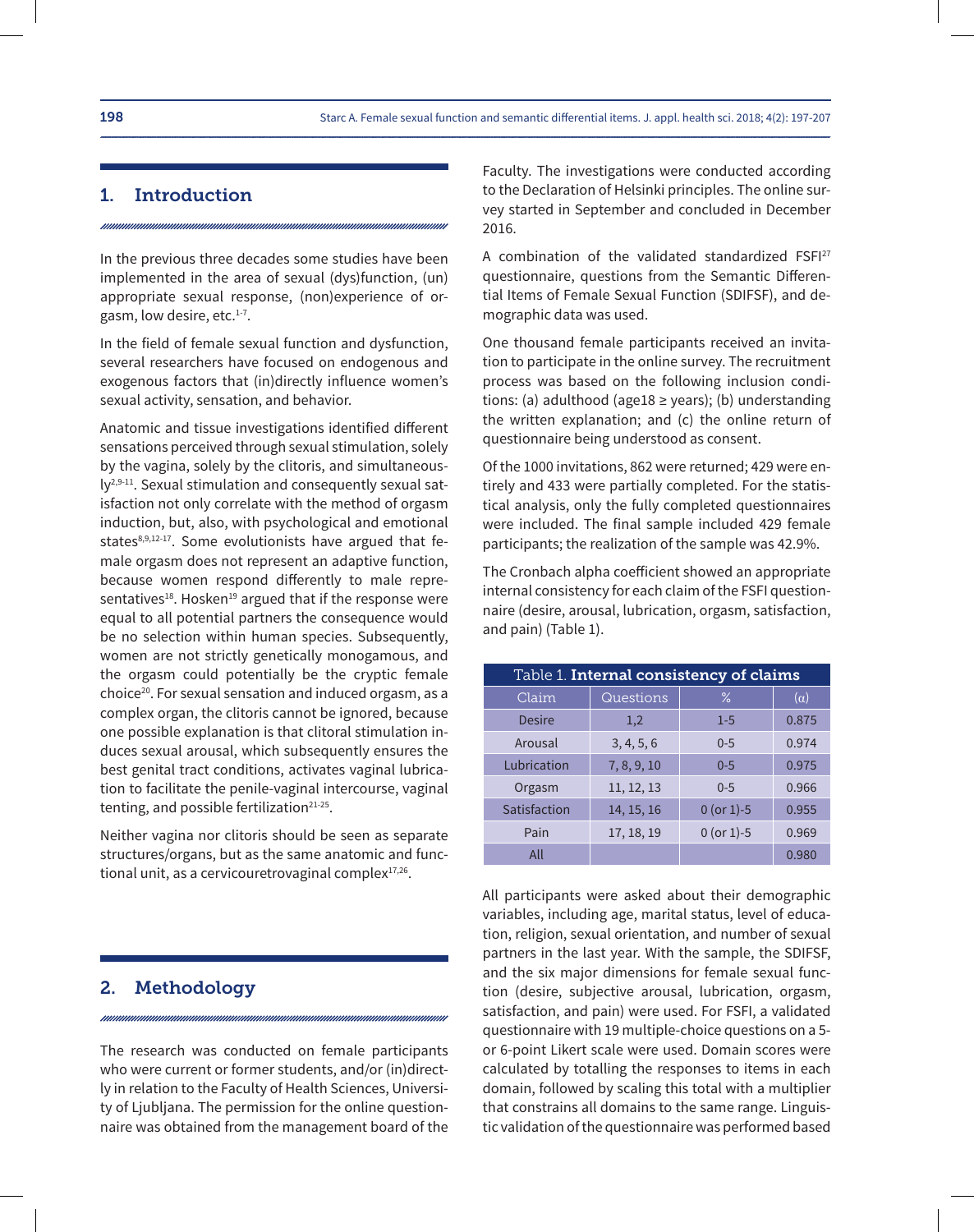## 1. Introduction

In the previous three decades some studies have been implemented in the area of sexual (dys)function, (un) appropriate sexual response, (non)experience of orgasm, low desire, etc.[1-7].

In the field of female sexual function and dysfunction, several researchers have focused on endogenous and exogenous factors that (in)directly influence women's sexual activity, sensation, and behavior.

Anatomic and tissue investigations identified different sensations perceived through sexual stimulation, solely by the vagina, solely by the clitoris, and simultaneously[2,9-11]. Sexual stimulation and consequently sexual satisfaction not only correlate with the method of orgasm induction, but, also, with psychological and emotional states[8,9,12-17]. Some evolutionists have argued that female orgasm does not represent an adaptive function, because women respond differently to male representatives[18]. Hosken[19] argued that if the response were equal to all potential partners the consequence would be no selection within human species. Subsequently, women are not strictly genetically monogamous, and the orgasm could potentially be the cryptic female choice[20]. For sexual sensation and induced orgasm, as a complex organ, the clitoris cannot be ignored, because one possible explanation is that clitoral stimulation induces sexual arousal, which subsequently ensures the best genital tract conditions, activates vaginal lubrication to facilitate the penile-vaginal intercourse, vaginal tenting, and possible fertilization[21-25].

Neither vagina nor clitoris should be seen as separate structures/organs, but as the same anatomic and functional unit, as a cervicouretrovaginal complex[17,26].

## 2. Methodology

The research was conducted on female participants who were current or former students, and/or (in)directly in relation to the Faculty of Health Sciences, University of Ljubljana. The permission for the online questionnaire was obtained from the management board of the Faculty. The investigations were conducted according to the Declaration of Helsinki principles. The online survey started in September and concluded in December 2016.

A combination of the validated standardized FSFI[27] questionnaire, questions from the Semantic Differential Items of Female Sexual Function (SDIFSF), and demographic data was used.

One thousand female participants received an invitation to participate in the online survey. The recruitment process was based on the following inclusion conditions: (a) adulthood (age18 ≥ years); (b) understanding the written explanation; and (c) the online return of questionnaire being understood as consent.

Of the 1000 invitations, 862 were returned; 429 were entirely and 433 were partially completed. For the statistical analysis, only the fully completed questionnaires were included. The final sample included 429 female participants; the realization of the sample was 42.9%.

The Cronbach alpha coefficient showed an appropriate internal consistency for each claim of the FSFI questionnaire (desire, arousal, lubrication, orgasm, satisfaction, and pain) (Table 1).

Table 1. **Internal consistency of claims**

| Claim | Questions | % | (α) |
|---|---|---|---|
| Desire | 1,2 | 1-5 | 0.875 |
| Arousal | 3, 4, 5, 6 | 0-5 | 0.974 |
| Lubrication | 7, 8, 9, 10 | 0-5 | 0.975 |
| Orgasm | 11, 12, 13 | 0-5 | 0.966 |
| Satisfaction | 14, 15, 16 | 0 (or 1)-5 | 0.955 |
| Pain | 17, 18, 19 | 0 (or 1)-5 | 0.969 |
| All | | | 0.980 |

All participants were asked about their demographic variables, including age, marital status, level of education, religion, sexual orientation, and number of sexual partners in the last year. With the sample, the SDIFSF, and the six major dimensions for female sexual function (desire, subjective arousal, lubrication, orgasm, satisfaction, and pain) were used. For FSFI, a validated questionnaire with 19 multiple-choice questions on a 5- or 6-point Likert scale were used. Domain scores were calculated by totalling the responses to items in each domain, followed by scaling this total with a multiplier that constrains all domains to the same range. Linguistic validation of the questionnaire was performed based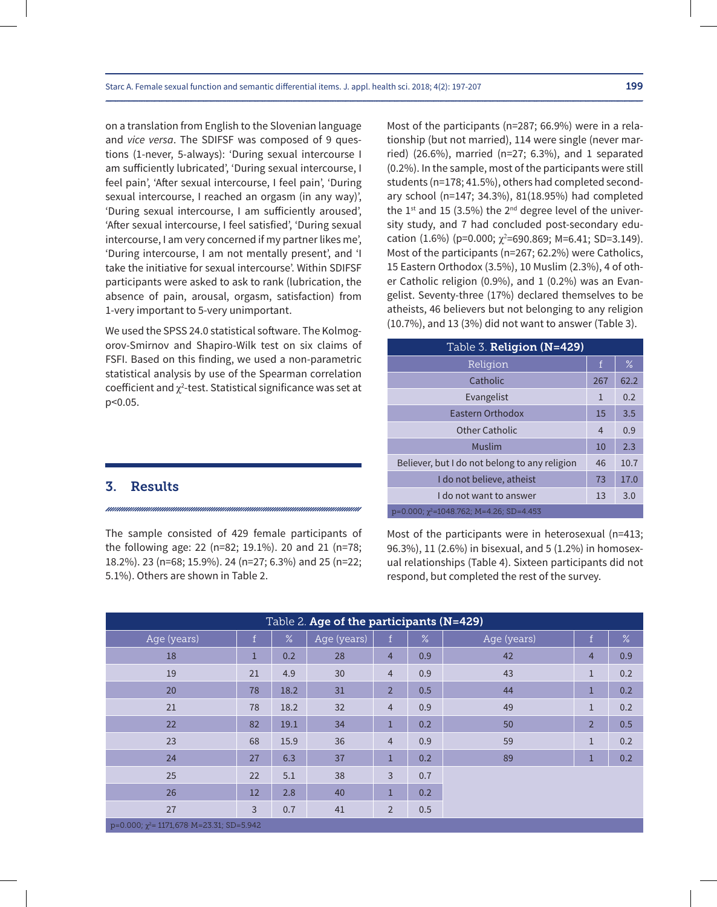on a translation from English to the Slovenian language and *vice versa*. The SDIFSF was composed of 9 questions (1-never, 5-always): 'During sexual intercourse I am sufficiently lubricated', 'During sexual intercourse, I feel pain', 'After sexual intercourse, I feel pain', 'During sexual intercourse, I reached an orgasm (in any way)', 'During sexual intercourse, I am sufficiently aroused', 'After sexual intercourse, I feel satisfied', 'During sexual intercourse, I am very concerned if my partner likes me', 'During intercourse, I am not mentally present', and 'I take the initiative for sexual intercourse'. Within SDIFSF participants were asked to ask to rank (lubrication, the absence of pain, arousal, orgasm, satisfaction) from 1-very important to 5-very unimportant.

We used the SPSS 24.0 statistical software. The Kolmogorov-Smirnov and Shapiro-Wilk test on six claims of FSFI. Based on this finding, we used a non-parametric statistical analysis by use of the Spearman correlation coefficient and $\chi^2$-test. Statistical significance was set at $p<0.05$.

## 3. Results

The sample consisted of 429 female participants of the following age: 22 (n=82; 19.1%). 20 and 21 (n=78; 18.2%). 23 (n=68; 15.9%). 24 (n=27; 6.3%) and 25 (n=22; 5.1%). Others are shown in Table 2.

Table 2. **Age of the participants (N=429)**

| Age (years) | f | % | Age (years) | f | % | Age (years) | f | % |
|---|---|---|---|---|---|---|---|---|
| 18 | 1 | 0.2 | 28 | 4 | 0.9 | 42 | 4 | 0.9 |
| 19 | 21 | 4.9 | 30 | 4 | 0.9 | 43 | 1 | 0.2 |
| 20 | 78 | 18.2 | 31 | 2 | 0.5 | 44 | 1 | 0.2 |
| 21 | 78 | 18.2 | 32 | 4 | 0.9 | 49 | 1 | 0.2 |
| 22 | 82 | 19.1 | 34 | 1 | 0.2 | 50 | 2 | 0.5 |
| 23 | 68 | 15.9 | 36 | 4 | 0.9 | 59 | 1 | 0.2 |
| 24 | 27 | 6.3 | 37 | 1 | 0.2 | 89 | 1 | 0.2 |
| 25 | 22 | 5.1 | 38 | 3 | 0.7 | | | |
| 26 | 12 | 2.8 | 40 | 1 | 0.2 | | | |
| 27 | 3 | 0.7 | 41 | 2 | 0.5 | | | |

p=0.000; $\chi^2$= 1171,678 M=23.31; SD=5.942

Most of the participants (n=287; 66.9%) were in a relationship (but not married), 114 were single (never married) (26.6%), married (n=27; 6.3%), and 1 separated (0.2%). In the sample, most of the participants were still students (n=178; 41.5%), others had completed secondary school (n=147; 34.3%), 81(18.95%) had completed the 1st and 15 (3.5%) the 2nd degree level of the university study, and 7 had concluded post-secondary education (1.6%) (p=0.000; $\chi^2$=690.869; M=6.41; SD=3.149). Most of the participants (n=267; 62.2%) were Catholics, 15 Eastern Orthodox (3.5%), 10 Muslim (2.3%), 4 of other Catholic religion (0.9%), and 1 (0.2%) was an Evangelist. Seventy-three (17%) declared themselves to be atheists, 46 believers but not belonging to any religion (10.7%), and 13 (3%) did not want to answer (Table 3).

Table 3. **Religion (N=429)**

| Religion | f | % |
|---|---|---|
| Catholic | 267 | 62.2 |
| Evangelist | 1 | 0.2 |
| Eastern Orthodox | 15 | 3.5 |
| Other Catholic | 4 | 0.9 |
| Muslim | 10 | 2.3 |
| Believer, but I do not belong to any religion | 46 | 10.7 |
| I do not believe, atheist | 73 | 17.0 |
| I do not want to answer | 13 | 3.0 |

p=0.000; $\chi^2$=1048.762; M=4.26; SD=4.453

Most of the participants were in heterosexual (n=413; 96.3%), 11 (2.6%) in bisexual, and 5 (1.2%) in homosexual relationships (Table 4). Sixteen participants did not respond, but completed the rest of the survey.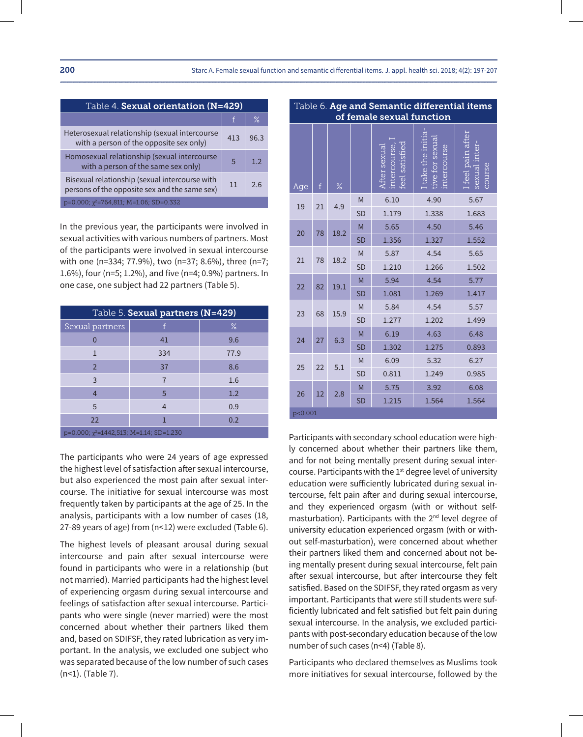Table 4. **Sexual orientation (N=429)**

| | f | % |
|---|---|---|
| Heterosexual relationship (sexual intercourse with a person of the opposite sex only) | 413 | 96.3 |
| Homosexual relationship (sexual intercourse with a person of the same sex only) | 5 | 1.2 |
| Bisexual relationship (sexual intercourse with persons of the opposite sex and the same sex) | 11 | 2.6 |
| p=0.000; $\chi^2$=764,811; M=1.06; SD=0.332 | | |

In the previous year, the participants were involved in sexual activities with various numbers of partners. Most of the participants were involved in sexual intercourse with one (n=334; 77.9%), two (n=37; 8.6%), three (n=7; 1.6%), four (n=5; 1.2%), and five (n=4; 0.9%) partners. In one case, one subject had 22 partners (Table 5).

Table 5. **Sexual partners (N=429)**

| Sexual partners | f | % |
|---|---|---|
| 0 | 41 | 9.6 |
| 1 | 334 | 77.9 |
| 2 | 37 | 8.6 |
| 3 | 7 | 1.6 |
| 4 | 5 | 1.2 |
| 5 | 4 | 0.9 |
| 22 | 1 | 0.2 |
| p=0.000; $\chi^2$=1442,513; M=1.14; SD=1.230 | | |

The participants who were 24 years of age expressed the highest level of satisfaction after sexual intercourse, but also experienced the most pain after sexual intercourse. The initiative for sexual intercourse was most frequently taken by participants at the age of 25. In the analysis, participants with a low number of cases (18, 27-89 years of age) from (n<12) were excluded (Table 6).

The highest levels of pleasant arousal during sexual intercourse and pain after sexual intercourse were found in participants who were in a relationship (but not married). Married participants had the highest level of experiencing orgasm during sexual intercourse and feelings of satisfaction after sexual intercourse. Participants who were single (never married) were the most concerned about whether their partners liked them and, based on SDIFSF, they rated lubrication as very important. In the analysis, we excluded one subject who was separated because of the low number of such cases (n<1). (Table 7).

Table 6. **Age and Semantic differential items of female sexual function**

| Age | f | % | | After sexual intercourse, I feel satisfied | I take the initiative for sexual intercourse | I feel pain after sexual intercourse |
|---|---|---|---|---|---|---|
| 19 | 21 | 4.9 | M | 6.10 | 4.90 | 5.67 |
| | | | SD | 1.179 | 1.338 | 1.683 |
| 20 | 78 | 18.2 | M | 5.65 | 4.50 | 5.46 |
| | | | SD | 1.356 | 1.327 | 1.552 |
| 21 | 78 | 18.2 | M | 5.87 | 4.54 | 5.65 |
| | | | SD | 1.210 | 1.266 | 1.502 |
| 22 | 82 | 19.1 | M | 5.94 | 4.54 | 5.77 |
| | | | SD | 1.081 | 1.269 | 1.417 |
| 23 | 68 | 15.9 | M | 5.84 | 4.54 | 5.57 |
| | | | SD | 1.277 | 1.202 | 1.499 |
| 24 | 27 | 6.3 | M | 6.19 | 4.63 | 6.48 |
| | | | SD | 1.302 | 1.275 | 0.893 |
| 25 | 22 | 5.1 | M | 6.09 | 5.32 | 6.27 |
| | | | SD | 0.811 | 1.249 | 0.985 |
| 26 | 12 | 2.8 | M | 5.75 | 3.92 | 6.08 |
| | | | SD | 1.215 | 1.564 | 1.564 |
| p<0.001 | | | | | | |

Participants with secondary school education were highly concerned about whether their partners like them, and for not being mentally present during sexual intercourse. Participants with the 1st degree level of university education were sufficiently lubricated during sexual intercourse, felt pain after and during sexual intercourse, and they experienced orgasm (with or without self-masturbation). Participants with the 2nd level degree of university education experienced orgasm (with or without self-masturbation), were concerned about whether their partners liked them and concerned about not being mentally present during sexual intercourse, felt pain after sexual intercourse, but after intercourse they felt satisfied. Based on the SDIFSF, they rated orgasm as very important. Participants that were still students were sufficiently lubricated and felt satisfied but felt pain during sexual intercourse. In the analysis, we excluded participants with post-secondary education because of the low number of such cases (n<4) (Table 8).

Participants who declared themselves as Muslims took more initiatives for sexual intercourse, followed by the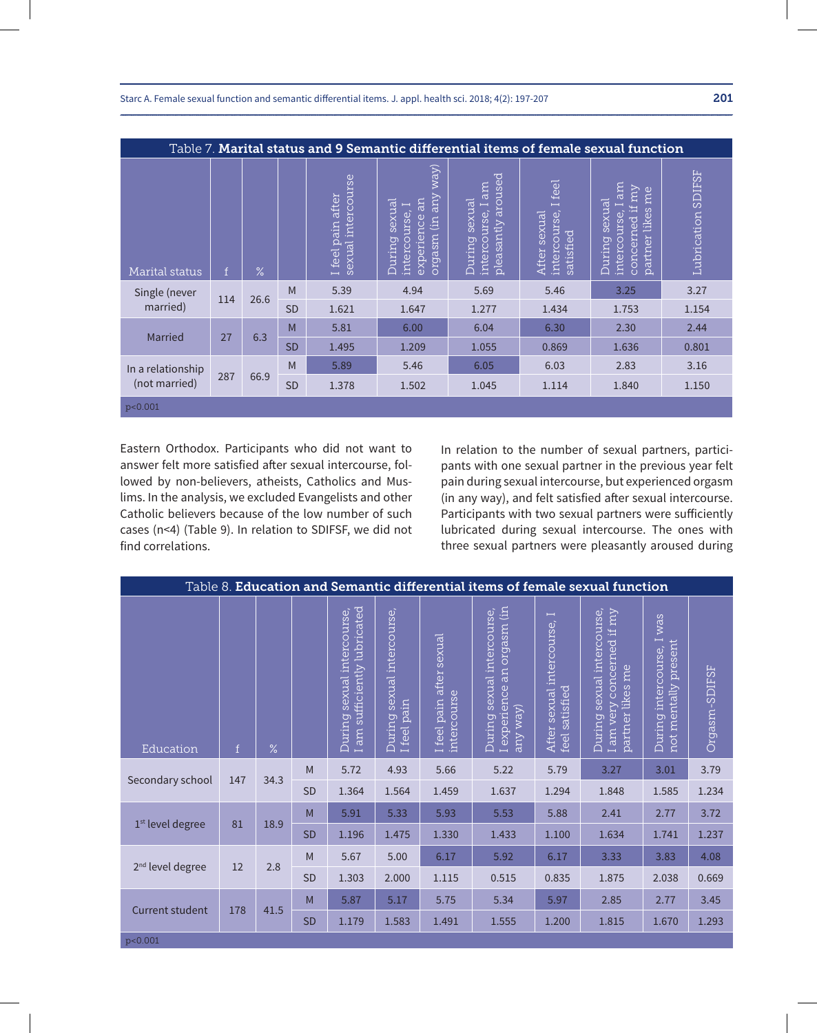Table 7. **Marital status and 9 Semantic differential items of female sexual function**

| Marital status | f | % | | I feel pain after sexual intercourse | During sexual intercourse, I experience an orgasm (in any way) | During sexual intercourse, I am pleasantly aroused | After sexual intercourse, I feel satisfied | During sexual intercourse, I am concerned if my partner likes me | Lubrication SDIFSF |
|---|---|---|---|---|---|---|---|---|---|
| Single (never married) | 114 | 26.6 | M | 5.39 | 4.94 | 5.69 | 5.46 | 3.25 | 3.27 |
| | | | SD | 1.621 | 1.647 | 1.277 | 1.434 | 1.753 | 1.154 |
| Married | 27 | 6.3 | M | 5.81 | 6.00 | 6.04 | 6.30 | 2.30 | 2.44 |
| | | | SD | 1.495 | 1.209 | 1.055 | 0.869 | 1.636 | 0.801 |
| In a relationship (not married) | 287 | 66.9 | M | 5.89 | 5.46 | 6.05 | 6.03 | 2.83 | 3.16 |
| | | | SD | 1.378 | 1.502 | 1.045 | 1.114 | 1.840 | 1.150 |
| p<0.001 | | | | | | | | | |

Eastern Orthodox. Participants who did not want to answer felt more satisfied after sexual intercourse, followed by non-believers, atheists, Catholics and Muslims. In the analysis, we excluded Evangelists and other Catholic believers because of the low number of such cases (n<4) (Table 9). In relation to SDIFSF, we did not find correlations.

In relation to the number of sexual partners, participants with one sexual partner in the previous year felt pain during sexual intercourse, but experienced orgasm (in any way), and felt satisfied after sexual intercourse. Participants with two sexual partners were sufficiently lubricated during sexual intercourse. The ones with three sexual partners were pleasantly aroused during

Table 8. **Education and Semantic differential items of female sexual function**

| Education | f | % | | During sexual intercourse, I am sufficiently lubricated | During sexual intercourse, I feel pain | I feel pain after sexual intercourse | During sexual intercourse, I experience an orgasm (in any way) | After sexual intercourse, I feel satisfied | During sexual intercourse, I am very concerned if my partner likes me | During intercourse, I was not mentally present | Orgasm-SDIFSF |
|---|---|---|---|---|---|---|---|---|---|---|---|
| Secondary school | 147 | 34.3 | M | 5.72 | 4.93 | 5.66 | 5.22 | 5.79 | 3.27 | 3.01 | 3.79 |
| | | | SD | 1.364 | 1.564 | 1.459 | 1.637 | 1.294 | 1.848 | 1.585 | 1.234 |
| 1st level degree | 81 | 18.9 | M | 5.91 | 5.33 | 5.93 | 5.53 | 5.88 | 2.41 | 2.77 | 3.72 |
| | | | SD | 1.196 | 1.475 | 1.330 | 1.433 | 1.100 | 1.634 | 1.741 | 1.237 |
| 2nd level degree | 12 | 2.8 | M | 5.67 | 5.00 | 6.17 | 5.92 | 6.17 | 3.33 | 3.83 | 4.08 |
| | | | SD | 1.303 | 2.000 | 1.115 | 0.515 | 0.835 | 1.875 | 2.038 | 0.669 |
| Current student | 178 | 41.5 | M | 5.87 | 5.17 | 5.75 | 5.34 | 5.97 | 2.85 | 2.77 | 3.45 |
| | | | SD | 1.179 | 1.583 | 1.491 | 1.555 | 1.200 | 1.815 | 1.670 | 1.293 |
| p<0.001 | | | | | | | | | | | |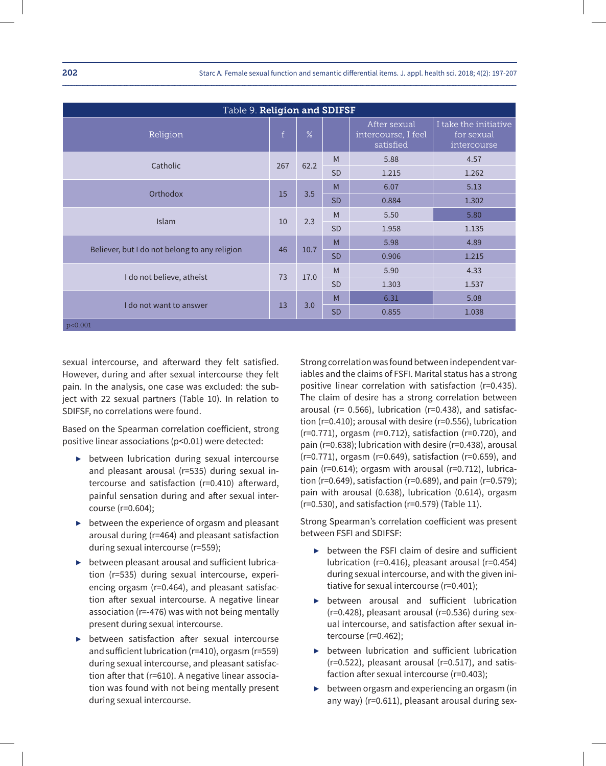Table 9. **Religion and SDIFSF**

| Religion | f | % | | After sexual intercourse, I feel satisfied | I take the initiative for sexual intercourse |
|---|---|---|---|---|---|
| Catholic | 267 | 62.2 | M | 5.88 | 4.57 |
| | | | SD | 1.215 | 1.262 |
| Orthodox | 15 | 3.5 | M | 6.07 | 5.13 |
| | | | SD | 0.884 | 1.302 |
| Islam | 10 | 2.3 | M | 5.50 | 5.80 |
| | | | SD | 1.958 | 1.135 |
| Believer, but I do not belong to any religion | 46 | 10.7 | M | 5.98 | 4.89 |
| | | | SD | 0.906 | 1.215 |
| I do not believe, atheist | 73 | 17.0 | M | 5.90 | 4.33 |
| | | | SD | 1.303 | 1.537 |
| I do not want to answer | 13 | 3.0 | M | 6.31 | 5.08 |
| | | | SD | 0.855 | 1.038 |

p<0.001

sexual intercourse, and afterward they felt satisfied. However, during and after sexual intercourse they felt pain. In the analysis, one case was excluded: the subject with 22 sexual partners (Table 10). In relation to SDIFSF, no correlations were found.

Based on the Spearman correlation coefficient, strong positive linear associations (p<0.01) were detected:

- between lubrication during sexual intercourse and pleasant arousal (r=535) during sexual intercourse and satisfaction (r=0.410) afterward, painful sensation during and after sexual intercourse (r=0.604);
- between the experience of orgasm and pleasant arousal during (r=464) and pleasant satisfaction during sexual intercourse (r=559);
- between pleasant arousal and sufficient lubrication (r=535) during sexual intercourse, experiencing orgasm (r=0.464), and pleasant satisfaction after sexual intercourse. A negative linear association (r=-476) was with not being mentally present during sexual intercourse.
- between satisfaction after sexual intercourse and sufficient lubrication (r=410), orgasm (r=559) during sexual intercourse, and pleasant satisfaction after that (r=610). A negative linear association was found with not being mentally present during sexual intercourse.

Strong correlation was found between independent variables and the claims of FSFI. Marital status has a strong positive linear correlation with satisfaction (r=0.435). The claim of desire has a strong correlation between arousal (r= 0.566), lubrication (r=0.438), and satisfaction (r=0.410); arousal with desire (r=0.556), lubrication (r=0.771), orgasm (r=0.712), satisfaction (r=0.720), and pain (r=0.638); lubrication with desire (r=0.438), arousal (r=0.771), orgasm (r=0.649), satisfaction (r=0.659), and pain (r=0.614); orgasm with arousal (r=0.712), lubrication (r=0.649), satisfaction (r=0.689), and pain (r=0.579); pain with arousal (0.638), lubrication (0.614), orgasm (r=0.530), and satisfaction (r=0.579) (Table 11).

Strong Spearman's correlation coefficient was present between FSFI and SDIFSF:

- between the FSFI claim of desire and sufficient lubrication (r=0.416), pleasant arousal (r=0.454) during sexual intercourse, and with the given initiative for sexual intercourse (r=0.401);
- between arousal and sufficient lubrication (r=0.428), pleasant arousal (r=0.536) during sexual intercourse, and satisfaction after sexual intercourse (r=0.462);
- between lubrication and sufficient lubrication (r=0.522), pleasant arousal (r=0.517), and satisfaction after sexual intercourse (r=0.403);
- between orgasm and experiencing an orgasm (in any way) (r=0.611), pleasant arousal during sex-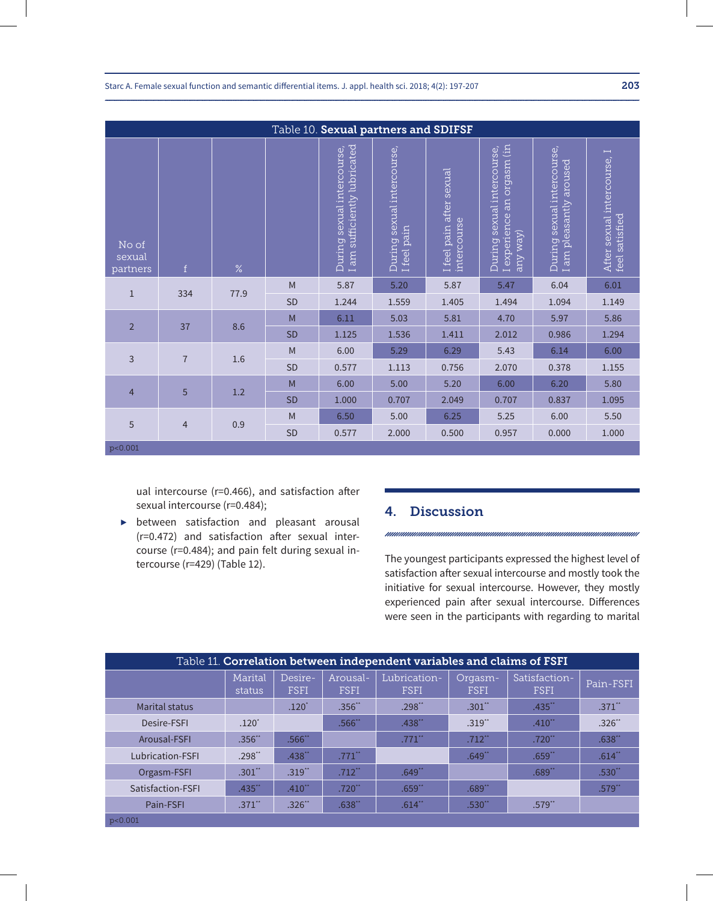Table 10. **Sexual partners and SDIFSF**

| No of sexual partners | f | % | | During sexual intercourse, I am sufficiently lubricated | During sexual intercourse, I feel pain | I feel pain after sexual intercourse | During sexual intercourse, I experience an orgasm (in any way) | During sexual intercourse, I am pleasantly aroused | After sexual intercourse, I feel satisfied |
|---|---|---|---|---|---|---|---|---|---|
| 1 | 334 | 77.9 | M | 5.87 | 5.20 | 5.87 | 5.47 | 6.04 | 6.01 |
| | | | SD | 1.244 | 1.559 | 1.405 | 1.494 | 1.094 | 1.149 |
| 2 | 37 | 8.6 | M | 6.11 | 5.03 | 5.81 | 4.70 | 5.97 | 5.86 |
| | | | SD | 1.125 | 1.536 | 1.411 | 2.012 | 0.986 | 1.294 |
| 3 | 7 | 1.6 | M | 6.00 | 5.29 | 6.29 | 5.43 | 6.14 | 6.00 |
| | | | SD | 0.577 | 1.113 | 0.756 | 2.070 | 0.378 | 1.155 |
| 4 | 5 | 1.2 | M | 6.00 | 5.00 | 5.20 | 6.00 | 6.20 | 5.80 |
| | | | SD | 1.000 | 0.707 | 2.049 | 0.707 | 0.837 | 1.095 |
| 5 | 4 | 0.9 | M | 6.50 | 5.00 | 6.25 | 5.25 | 6.00 | 5.50 |
| | | | SD | 0.577 | 2.000 | 0.500 | 0.957 | 0.000 | 1.000 |

$p<0.001$

ual intercourse (r=0.466), and satisfaction after sexual intercourse (r=0.484);

- between satisfaction and pleasant arousal (r=0.472) and satisfaction after sexual intercourse (r=0.484); and pain felt during sexual intercourse (r=429) (Table 12).

## 4. Discussion

The youngest participants expressed the highest level of satisfaction after sexual intercourse and mostly took the initiative for sexual intercourse. However, they mostly experienced pain after sexual intercourse. Differences were seen in the participants with regarding to marital

Table 11. **Correlation between independent variables and claims of FSFI**

| | Marital status | Desire-FSFI | Arousal-FSFI | Lubrication-FSFI | Orgasm-FSFI | Satisfaction-FSFI | Pain-FSFI |
|---|---|---|---|---|---|---|---|
| Marital status | | .120* | .356** | .298** | .301** | .435** | .371** |
| Desire-FSFI | .120* | | .566** | .438** | .319** | .410** | .326** |
| Arousal-FSFI | .356** | .566** | | .771** | .712** | .720** | .638** |
| Lubrication-FSFI | .298** | .438** | .771** | | .649** | .659** | .614** |
| Orgasm-FSFI | .301** | .319** | .712** | .649** | | .689** | .530** |
| Satisfaction-FSFI | .435** | .410** | .720** | .659** | .689** | | .579** |
| Pain-FSFI | .371** | .326** | .638** | .614** | .530** | .579** | |

$p<0.001$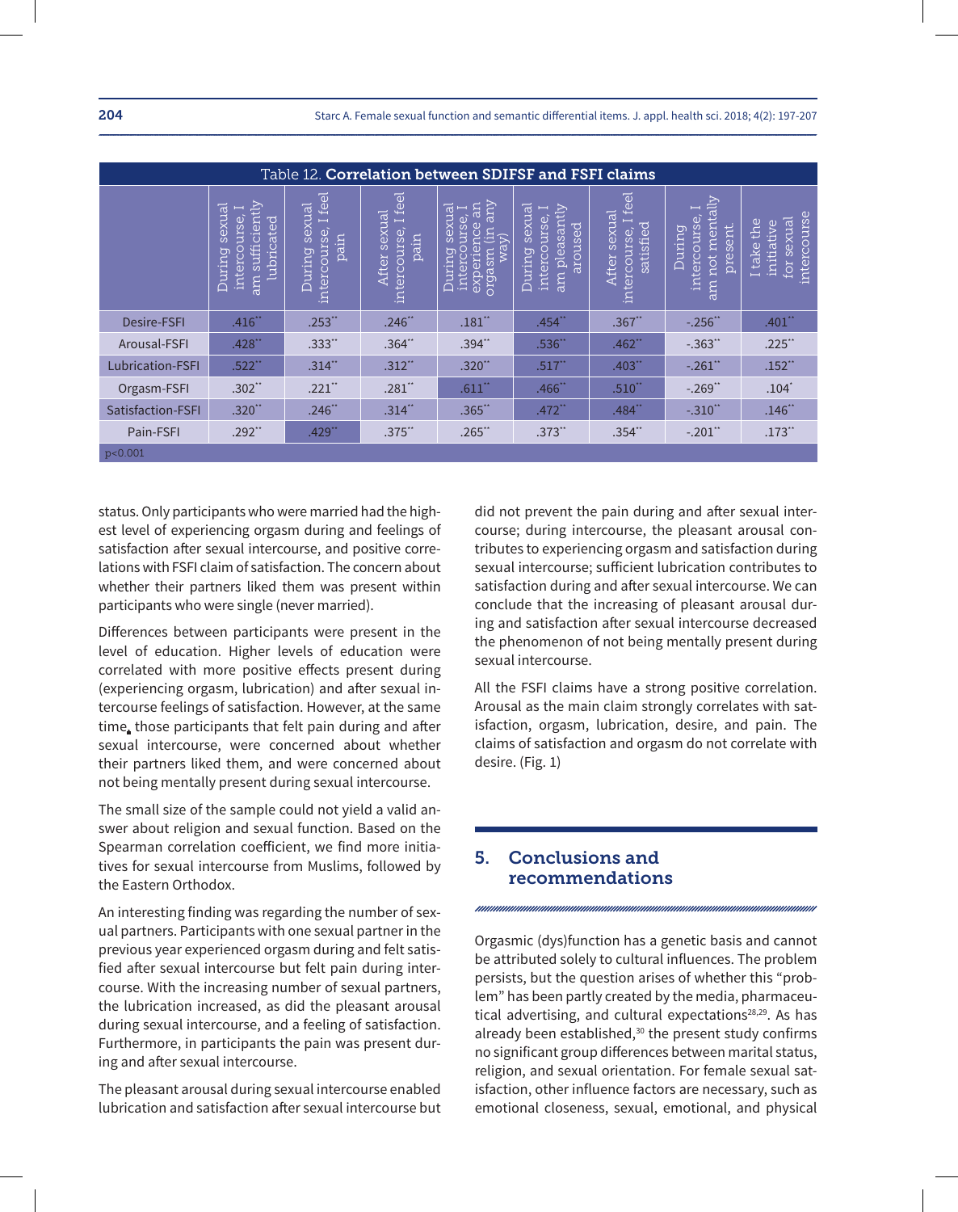Table 12. **Correlation between SDIFSF and FSFI claims**

| | During sexual intercourse, I am sufficiently lubricated | During sexual intercourse, I feel pain | After sexual intercourse, I feel pain | During sexual intercourse, I experience an orgasm (in any way) | During sexual intercourse, I am pleasantly aroused | After sexual intercourse, I feel satisfied | During intercourse, I am not mentally present. | I take the initiative for sexual intercourse |
|---|---|---|---|---|---|---|---|---|
| Desire-FSFI | .416** | .253** | .246** | .181** | .454** | .367** | -.256** | .401** |
| Arousal-FSFI | .428** | .333** | .364** | .394** | .536** | .462** | -.363** | .225** |
| Lubrication-FSFI | .522** | .314** | .312** | .320** | .517** | .403** | -.261** | .152** |
| Orgasm-FSFI | .302** | .221** | .281** | .611** | .466** | .510** | -.269** | .104* |
| Satisfaction-FSFI | .320** | .246** | .314** | .365** | .472** | .484** | -.310** | .146** |
| Pain-FSFI | .292** | .429** | .375** | .265** | .373** | .354** | -.201** | .173** |

p<0.001

status. Only participants who were married had the highest level of experiencing orgasm during and feelings of satisfaction after sexual intercourse, and positive correlations with FSFI claim of satisfaction. The concern about whether their partners liked them was present within participants who were single (never married).

Differences between participants were present in the level of education. Higher levels of education were correlated with more positive effects present during (experiencing orgasm, lubrication) and after sexual intercourse feelings of satisfaction. However, at the same time, those participants that felt pain during and after sexual intercourse, were concerned about whether their partners liked them, and were concerned about not being mentally present during sexual intercourse.

The small size of the sample could not yield a valid answer about religion and sexual function. Based on the Spearman correlation coefficient, we find more initiatives for sexual intercourse from Muslims, followed by the Eastern Orthodox.

An interesting finding was regarding the number of sexual partners. Participants with one sexual partner in the previous year experienced orgasm during and felt satisfied after sexual intercourse but felt pain during intercourse. With the increasing number of sexual partners, the lubrication increased, as did the pleasant arousal during sexual intercourse, and a feeling of satisfaction. Furthermore, in participants the pain was present during and after sexual intercourse.

The pleasant arousal during sexual intercourse enabled lubrication and satisfaction after sexual intercourse but did not prevent the pain during and after sexual intercourse; during intercourse, the pleasant arousal contributes to experiencing orgasm and satisfaction during sexual intercourse; sufficient lubrication contributes to satisfaction during and after sexual intercourse. We can conclude that the increasing of pleasant arousal during and satisfaction after sexual intercourse decreased the phenomenon of not being mentally present during sexual intercourse.

All the FSFI claims have a strong positive correlation. Arousal as the main claim strongly correlates with satisfaction, orgasm, lubrication, desire, and pain. The claims of satisfaction and orgasm do not correlate with desire. (Fig. 1)

## 5. Conclusions and recommendations

Orgasmic (dys)function has a genetic basis and cannot be attributed solely to cultural influences. The problem persists, but the question arises of whether this "problem" has been partly created by the media, pharmaceutical advertising, and cultural expectations[28,29]. As has already been established,[30] the present study confirms no significant group differences between marital status, religion, and sexual orientation. For female sexual satisfaction, other influence factors are necessary, such as emotional closeness, sexual, emotional, and physical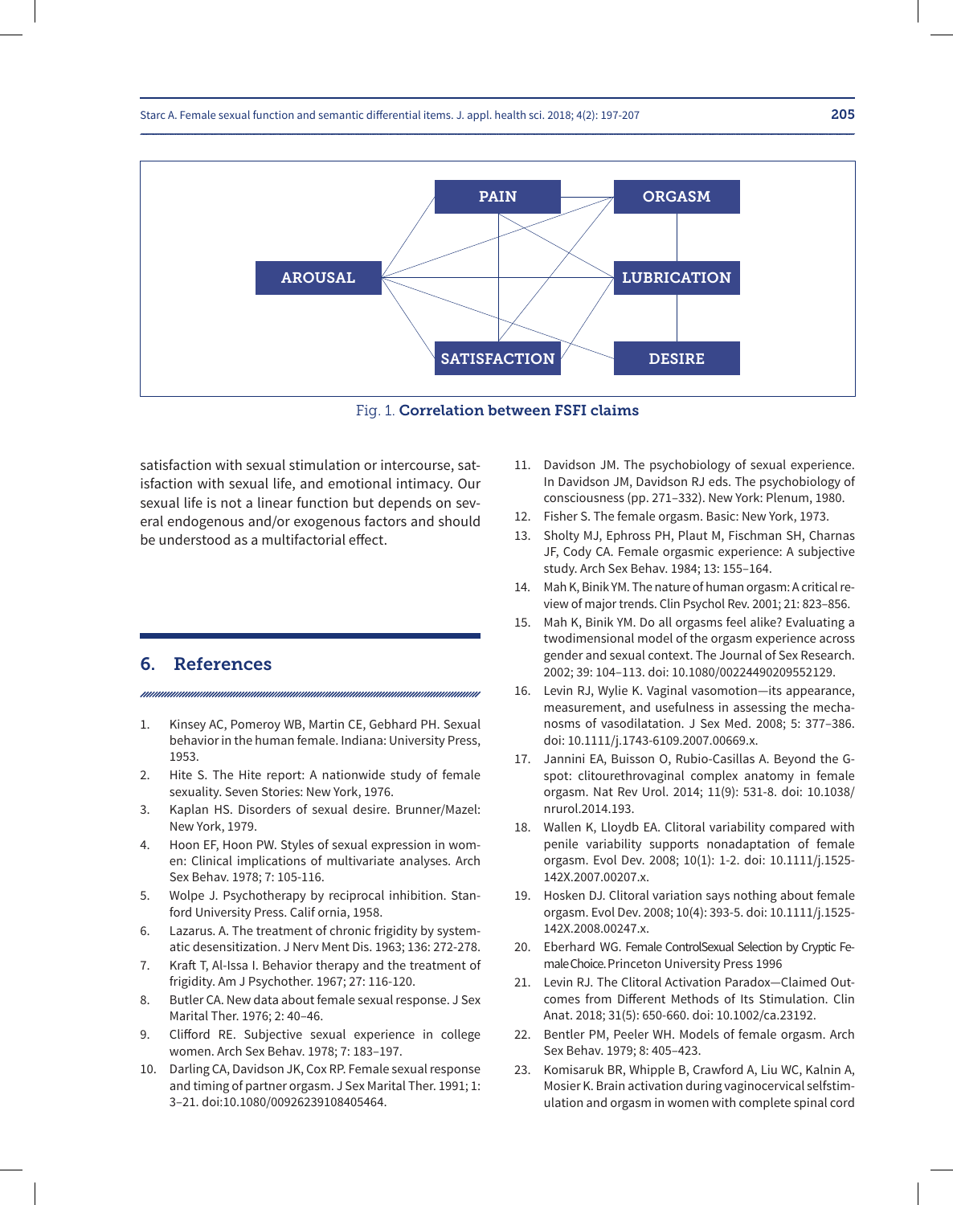Fig. 1. **Correlation between FSFI claims**

satisfaction with sexual stimulation or intercourse, satisfaction with sexual life, and emotional intimacy. Our sexual life is not a linear function but depends on several endogenous and/or exogenous factors and should be understood as a multifactorial effect.

## 6. References

1. Kinsey AC, Pomeroy WB, Martin CE, Gebhard PH. Sexual behavior in the human female. Indiana: University Press, 1953.
2. Hite S. The Hite report: A nationwide study of female sexuality. Seven Stories: New York, 1976.
3. Kaplan HS. Disorders of sexual desire. Brunner/Mazel: New York, 1979.
4. Hoon EF, Hoon PW. Styles of sexual expression in women: Clinical implications of multivariate analyses. Arch Sex Behav. 1978; 7: 105-116.
5. Wolpe J. Psychotherapy by reciprocal inhibition. Stanford University Press. Calif ornia, 1958.
6. Lazarus. A. The treatment of chronic frigidity by systematic desensitization. J Nerv Ment Dis. 1963; 136: 272-278.
7. Kraft T, Al-Issa I. Behavior therapy and the treatment of frigidity. Am J Psychother. 1967; 27: 116-120.
8. Butler CA. New data about female sexual response. J Sex Marital Ther. 1976; 2: 40–46.
9. Clifford RE. Subjective sexual experience in college women. Arch Sex Behav. 1978; 7: 183–197.
10. Darling CA, Davidson JK, Cox RP. Female sexual response and timing of partner orgasm. J Sex Marital Ther. 1991; 1: 3–21. doi:10.1080/00926239108405464.
11. Davidson JM. The psychobiology of sexual experience. In Davidson JM, Davidson RJ eds. The psychobiology of consciousness (pp. 271–332). New York: Plenum, 1980.
12. Fisher S. The female orgasm. Basic: New York, 1973.
13. Sholty MJ, Ephross PH, Plaut M, Fischman SH, Charnas JF, Cody CA. Female orgasmic experience: A subjective study. Arch Sex Behav. 1984; 13: 155–164.
14. Mah K, Binik YM. The nature of human orgasm: A critical review of major trends. Clin Psychol Rev. 2001; 21: 823–856.
15. Mah K, Binik YM. Do all orgasms feel alike? Evaluating a twodimensional model of the orgasm experience across gender and sexual context. The Journal of Sex Research. 2002; 39: 104–113. doi: 10.1080/00224490209552129.
16. Levin RJ, Wylie K. Vaginal vasomotion—its appearance, measurement, and usefulness in assessing the mechanosms of vasodilatation. J Sex Med. 2008; 5: 377–386. doi: 10.1111/j.1743-6109.2007.00669.x.
17. Jannini EA, Buisson O, Rubio-Casillas A. Beyond the G-spot: clitourethrovaginal complex anatomy in female orgasm. Nat Rev Urol. 2014; 11(9): 531-8. doi: 10.1038/nrurol.2014.193.
18. Wallen K, Lloydb EA. Clitoral variability compared with penile variability supports nonadaptation of female orgasm. Evol Dev. 2008; 10(1): 1-2. doi: 10.1111/j.1525-142X.2007.00207.x.
19. Hosken DJ. Clitoral variation says nothing about female orgasm. Evol Dev. 2008; 10(4): 393-5. doi: 10.1111/j.1525-142X.2008.00247.x.
20. Eberhard WG. Female ControlSexual Selection by Cryptic Female Choice. Princeton University Press 1996
21. Levin RJ. The Clitoral Activation Paradox—Claimed Outcomes from Different Methods of Its Stimulation. Clin Anat. 2018; 31(5): 650-660. doi: 10.1002/ca.23192.
22. Bentler PM, Peeler WH. Models of female orgasm. Arch Sex Behav. 1979; 8: 405–423.
23. Komisaruk BR, Whipple B, Crawford A, Liu WC, Kalnin A, Mosier K. Brain activation during vaginocervical selfstimulation and orgasm in women with complete spinal cord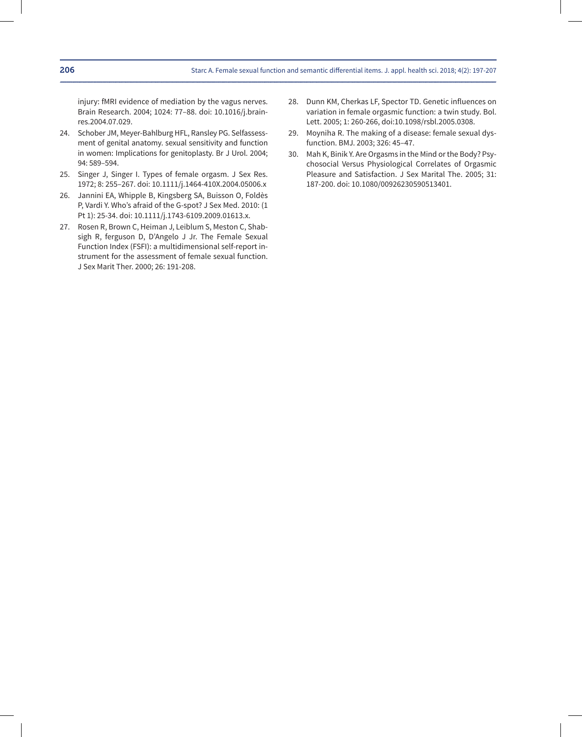injury: fMRI evidence of mediation by the vagus nerves. Brain Research. 2004; 1024: 77–88. doi: 10.1016/j.brainres.2004.07.029.

24. Schober JM, Meyer-Bahlburg HFL, Ransley PG. Selfassessment of genital anatomy. sexual sensitivity and function in women: Implications for genitoplasty. Br J Urol. 2004; 94: 589–594.
25. Singer J, Singer I. Types of female orgasm. J Sex Res. 1972; 8: 255–267. doi: 10.1111/j.1464-410X.2004.05006.x
26. Jannini EA, Whipple B, Kingsberg SA, Buisson O, Foldès P, Vardi Y. Who's afraid of the G-spot? J Sex Med. 2010: (1 Pt 1): 25-34. doi: 10.1111/j.1743-6109.2009.01613.x.
27. Rosen R, Brown C, Heiman J, Leiblum S, Meston C, Shabsigh R, ferguson D, D'Angelo J Jr. The Female Sexual Function Index (FSFI): a multidimensional self-report instrument for the assessment of female sexual function. J Sex Marit Ther. 2000; 26: 191-208.
28. Dunn KM, Cherkas LF, Spector TD. Genetic influences on variation in female orgasmic function: a twin study. Bol. Lett. 2005; 1: 260-266, doi:10.1098/rsbl.2005.0308.
29. Moyniha R. The making of a disease: female sexual dysfunction. BMJ. 2003; 326: 45–47.
30. Mah K, Binik Y. Are Orgasms in the Mind or the Body? Psychosocial Versus Physiological Correlates of Orgasmic Pleasure and Satisfaction. J Sex Marital The. 2005; 31: 187-200. doi: 10.1080/00926230590513401.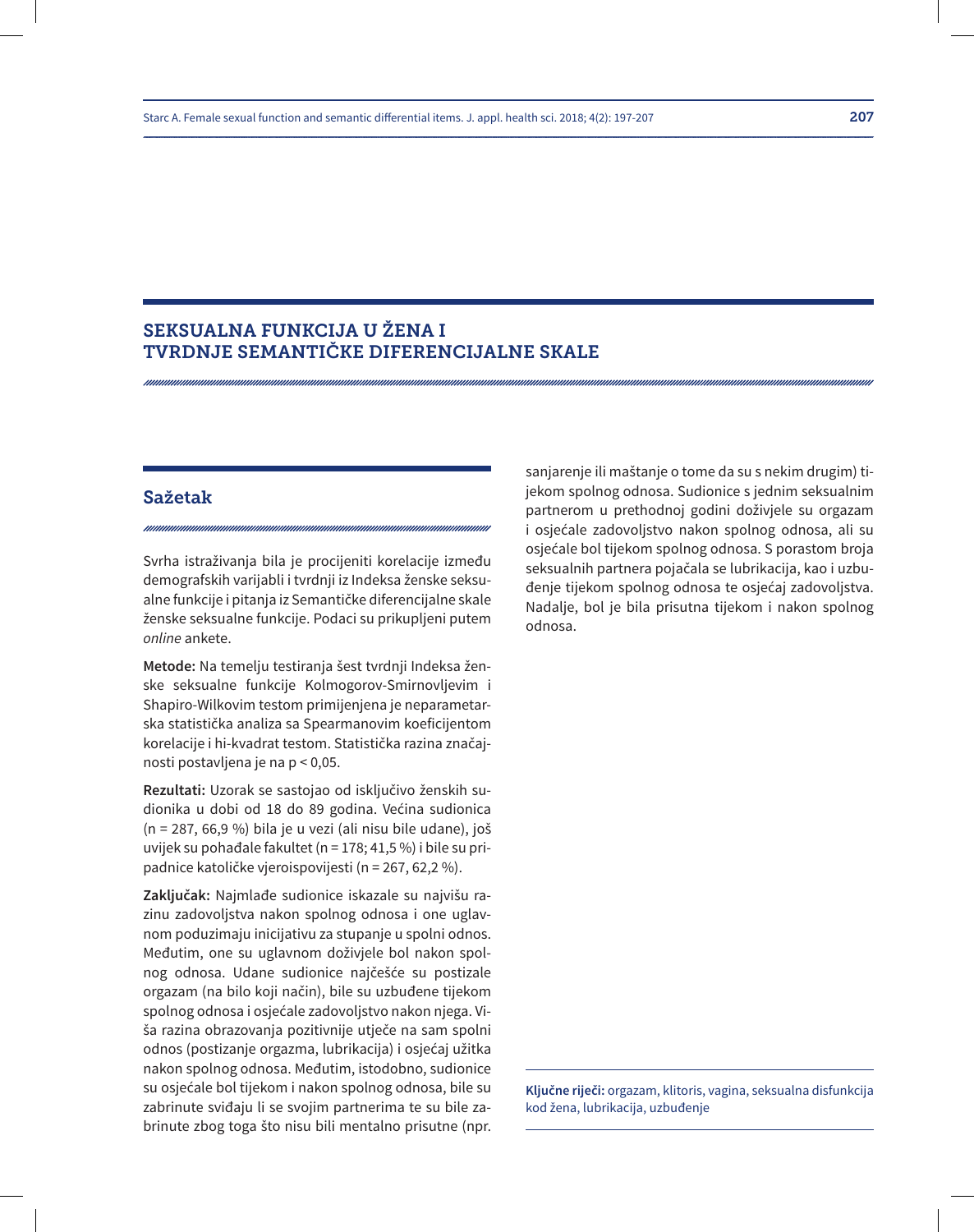# SEKSUALNA FUNKCIJA U ŽENA I TVRDNJE SEMANTIČKE DIFERENCIJALNE SKALE

## Sažetak

Svrha istraživanja bila je procijeniti korelacije između demografskih varijabli i tvrdnji iz Indeksa ženske seksualne funkcije i pitanja iz Semantičke diferencijalne skale ženske seksualne funkcije. Podaci su prikupljeni putem *online* ankete.

**Metode:** Na temelju testiranja šest tvrdnji Indeksa ženske seksualne funkcije Kolmogorov-Smirnovljevim i Shapiro-Wilkovim testom primijenjena je neparametarska statistička analiza sa Spearmanovim koeficijentom korelacije i hi-kvadrat testom. Statistička razina značajnosti postavljena je na p < 0,05.

**Rezultati:** Uzorak se sastojao od isključivo ženskih sudionika u dobi od 18 do 89 godina. Većina sudionica (n = 287, 66,9 %) bila je u vezi (ali nisu bile udane), još uvijek su pohađale fakultet (n = 178; 41,5 %) i bile su pripadnice katoličke vjeroispovijesti (n = 267, 62,2 %).

**Zaključak:** Najmlađe sudionice iskazale su najvišu razinu zadovoljstva nakon spolnog odnosa i one uglavnom poduzimaju inicijativu za stupanje u spolni odnos. Međutim, one su uglavnom doživjele bol nakon spolnog odnosa. Udane sudionice najčešće su postizale orgazam (na bilo koji način), bile su uzbuđene tijekom spolnog odnosa i osjećale zadovoljstvo nakon njega. Viša razina obrazovanja pozitivnije utječe na sam spolni odnos (postizanje orgazma, lubrikacija) i osjećaj užitka nakon spolnog odnosa. Međutim, istodobno, sudionice su osjećale bol tijekom i nakon spolnog odnosa, bile su zabrinute sviđaju li se svojim partnerima te su bile zabrinute zbog toga što nisu bili mentalno prisutne (npr. sanjarenje ili maštanje o tome da su s nekim drugim) tijekom spolnog odnosa. Sudionice s jednim seksualnim partnerom u prethodnoj godini doživjele su orgazam i osjećale zadovoljstvo nakon spolnog odnosa, ali su osjećale bol tijekom spolnog odnosa. S porastom broja seksualnih partnera pojačala se lubrikacija, kao i uzbuđenje tijekom spolnog odnosa te osjećaj zadovoljstva. Nadalje, bol je bila prisutna tijekom i nakon spolnog odnosa.

**Ključne riječi:** orgazam, klitoris, vagina, seksualna disfunkcija kod žena, lubrikacija, uzbuđenje